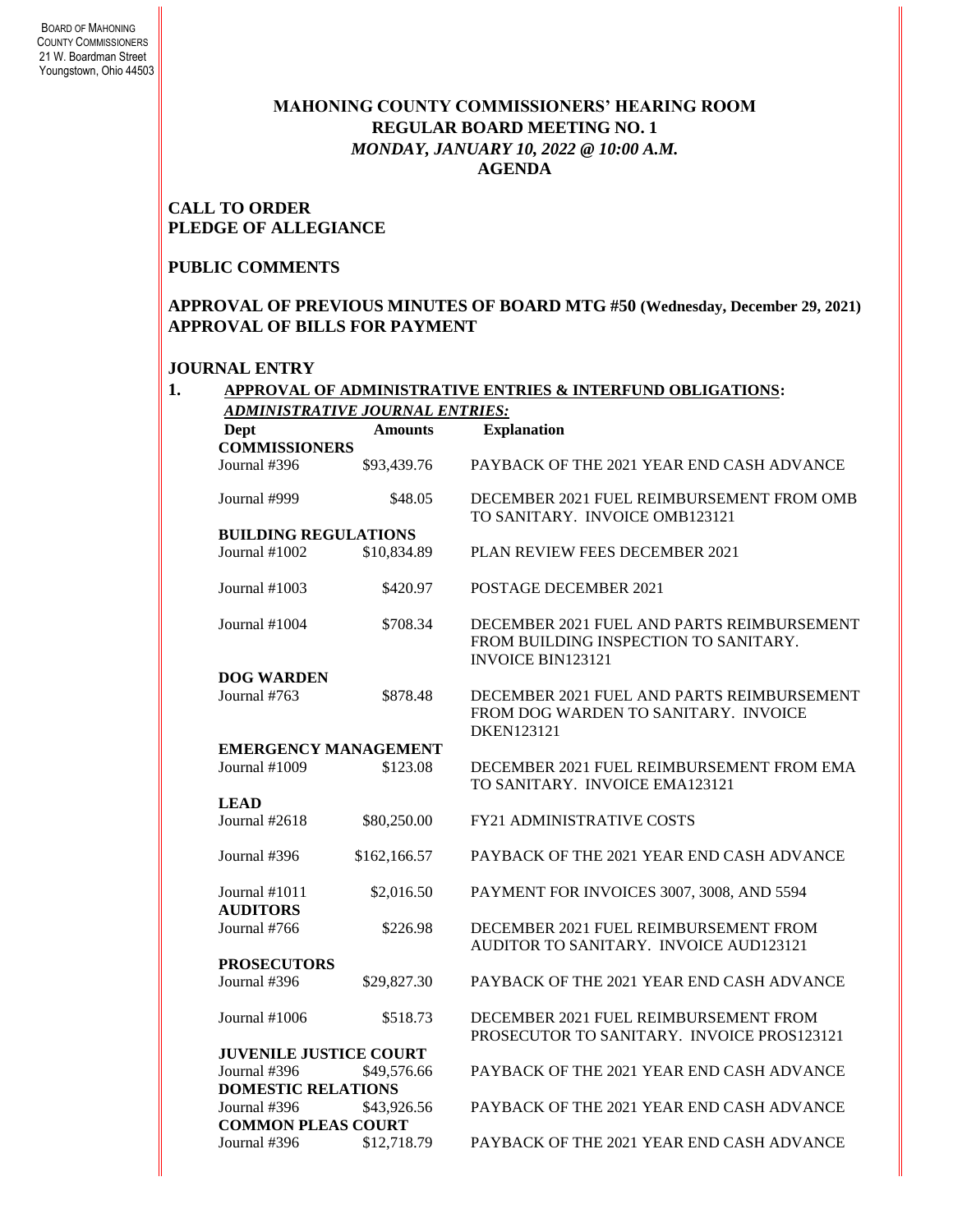BOARD OF MAHONING COUNTY COMMISSIONERS
21 W. Boardman Street
Youngstown, Ohio 44503

# MAHONING COUNTY COMMISSIONERS' HEARING ROOM
## REGULAR BOARD MEETING NO. 1
### *MONDAY, JANUARY 10, 2022 @ 10:00 A.M.*
### AGENDA

**CALL TO ORDER**
**PLEDGE OF ALLEGIANCE**

**PUBLIC COMMENTS**

**APPROVAL OF PREVIOUS MINUTES OF BOARD MTG #50 (Wednesday, December 29, 2021)**
**APPROVAL OF BILLS FOR PAYMENT**

**JOURNAL ENTRY**

**1. APPROVAL OF ADMINISTRATIVE ENTRIES & INTERFUND OBLIGATIONS:**

***ADMINISTRATIVE JOURNAL ENTRIES:***

| Dept | Amounts | Explanation |
|---|---|---|
| **COMMISSIONERS** | | |
| Journal #396 | $93,439.76 | PAYBACK OF THE 2021 YEAR END CASH ADVANCE |
| Journal #999 | $48.05 | DECEMBER 2021 FUEL REIMBURSEMENT FROM OMB TO SANITARY. INVOICE OMB123121 |
| **BUILDING REGULATIONS** | | |
| Journal #1002 | $10,834.89 | PLAN REVIEW FEES DECEMBER 2021 |
| Journal #1003 | $420.97 | POSTAGE DECEMBER 2021 |
| Journal #1004 | $708.34 | DECEMBER 2021 FUEL AND PARTS REIMBURSEMENT FROM BUILDING INSPECTION TO SANITARY. INVOICE BIN123121 |
| **DOG WARDEN** | | |
| Journal #763 | $878.48 | DECEMBER 2021 FUEL AND PARTS REIMBURSEMENT FROM DOG WARDEN TO SANITARY. INVOICE DKEN123121 |
| **EMERGENCY MANAGEMENT** | | |
| Journal #1009 | $123.08 | DECEMBER 2021 FUEL REIMBURSEMENT FROM EMA TO SANITARY. INVOICE EMA123121 |
| **LEAD** | | |
| Journal #2618 | $80,250.00 | FY21 ADMINISTRATIVE COSTS |
| Journal #396 | $162,166.57 | PAYBACK OF THE 2021 YEAR END CASH ADVANCE |
| Journal #1011 | $2,016.50 | PAYMENT FOR INVOICES 3007, 3008, AND 5594 |
| **AUDITORS** | | |
| Journal #766 | $226.98 | DECEMBER 2021 FUEL REIMBURSEMENT FROM AUDITOR TO SANITARY. INVOICE AUD123121 |
| **PROSECUTORS** | | |
| Journal #396 | $29,827.30 | PAYBACK OF THE 2021 YEAR END CASH ADVANCE |
| Journal #1006 | $518.73 | DECEMBER 2021 FUEL REIMBURSEMENT FROM PROSECUTOR TO SANITARY. INVOICE PROS123121 |
| **JUVENILE JUSTICE COURT** | | |
| Journal #396 | $49,576.66 | PAYBACK OF THE 2021 YEAR END CASH ADVANCE |
| **DOMESTIC RELATIONS** | | |
| Journal #396 | $43,926.56 | PAYBACK OF THE 2021 YEAR END CASH ADVANCE |
| **COMMON PLEAS COURT** | | |
| Journal #396 | $12,718.79 | PAYBACK OF THE 2021 YEAR END CASH ADVANCE |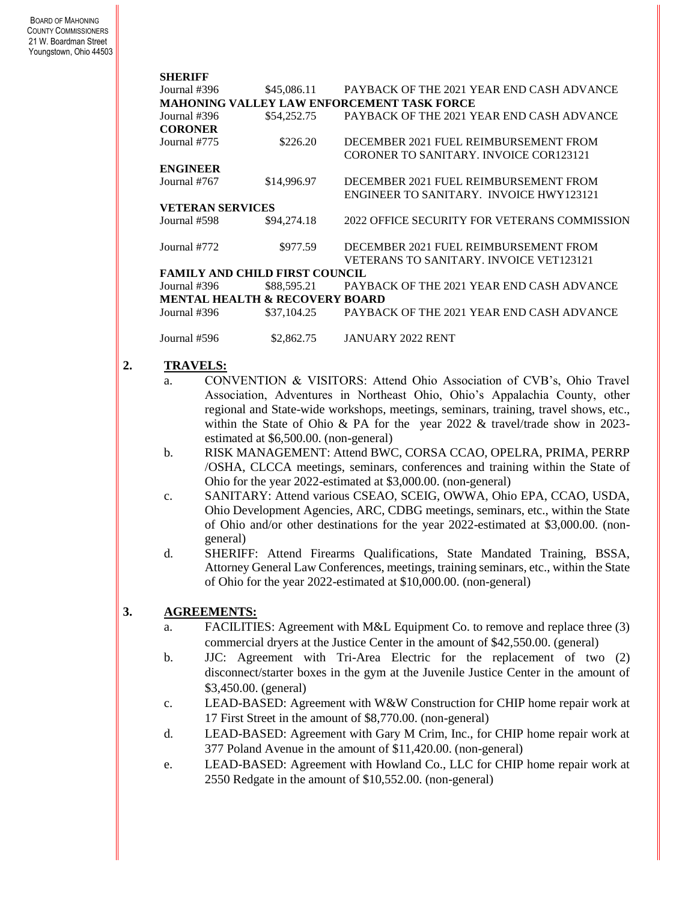**SHERIFF**

| | | |
|---|---|---|
| Journal #396 | $45,086.11 | PAYBACK OF THE 2021 YEAR END CASH ADVANCE |
| **MAHONING VALLEY LAW ENFORCEMENT TASK FORCE** | | |
| Journal #396 | $54,252.75 | PAYBACK OF THE 2021 YEAR END CASH ADVANCE |
| **CORONER** | | |
| Journal #775 | $226.20 | DECEMBER 2021 FUEL REIMBURSEMENT FROM CORONER TO SANITARY. INVOICE COR123121 |
| **ENGINEER** | | |
| Journal #767 | $14,996.97 | DECEMBER 2021 FUEL REIMBURSEMENT FROM ENGINEER TO SANITARY. INVOICE HWY123121 |
| **VETERAN SERVICES** | | |
| Journal #598 | $94,274.18 | 2022 OFFICE SECURITY FOR VETERANS COMMISSION |
| Journal #772 | $977.59 | DECEMBER 2021 FUEL REIMBURSEMENT FROM VETERANS TO SANITARY. INVOICE VET123121 |
| **FAMILY AND CHILD FIRST COUNCIL** | | |
| Journal #396 | $88,595.21 | PAYBACK OF THE 2021 YEAR END CASH ADVANCE |
| **MENTAL HEALTH & RECOVERY BOARD** | | |
| Journal #396 | $37,104.25 | PAYBACK OF THE 2021 YEAR END CASH ADVANCE |
| Journal #596 | $2,862.75 | JANUARY 2022 RENT |

**2. TRAVELS:**

a. CONVENTION & VISITORS: Attend Ohio Association of CVB's, Ohio Travel Association, Adventures in Northeast Ohio, Ohio's Appalachia County, other regional and State-wide workshops, meetings, seminars, training, travel shows, etc., within the State of Ohio & PA for the year 2022 & travel/trade show in 2023-estimated at $6,500.00. (non-general)

b. RISK MANAGEMENT: Attend BWC, CORSA CCAO, OPELRA, PRIMA, PERRP /OSHA, CLCCA meetings, seminars, conferences and training within the State of Ohio for the year 2022-estimated at $3,000.00. (non-general)

c. SANITARY: Attend various CSEAO, SCEIG, OWWA, Ohio EPA, CCAO, USDA, Ohio Development Agencies, ARC, CDBG meetings, seminars, etc., within the State of Ohio and/or other destinations for the year 2022-estimated at $3,000.00. (non-general)

d. SHERIFF: Attend Firearms Qualifications, State Mandated Training, BSSA, Attorney General Law Conferences, meetings, training seminars, etc., within the State of Ohio for the year 2022-estimated at $10,000.00. (non-general)

**3. AGREEMENTS:**

a. FACILITIES: Agreement with M&L Equipment Co. to remove and replace three (3) commercial dryers at the Justice Center in the amount of $42,550.00. (general)

b. JJC: Agreement with Tri-Area Electric for the replacement of two (2) disconnect/starter boxes in the gym at the Juvenile Justice Center in the amount of $3,450.00. (general)

c. LEAD-BASED: Agreement with W&W Construction for CHIP home repair work at 17 First Street in the amount of $8,770.00. (non-general)

d. LEAD-BASED: Agreement with Gary M Crim, Inc., for CHIP home repair work at 377 Poland Avenue in the amount of $11,420.00. (non-general)

e. LEAD-BASED: Agreement with Howland Co., LLC for CHIP home repair work at 2550 Redgate in the amount of $10,552.00. (non-general)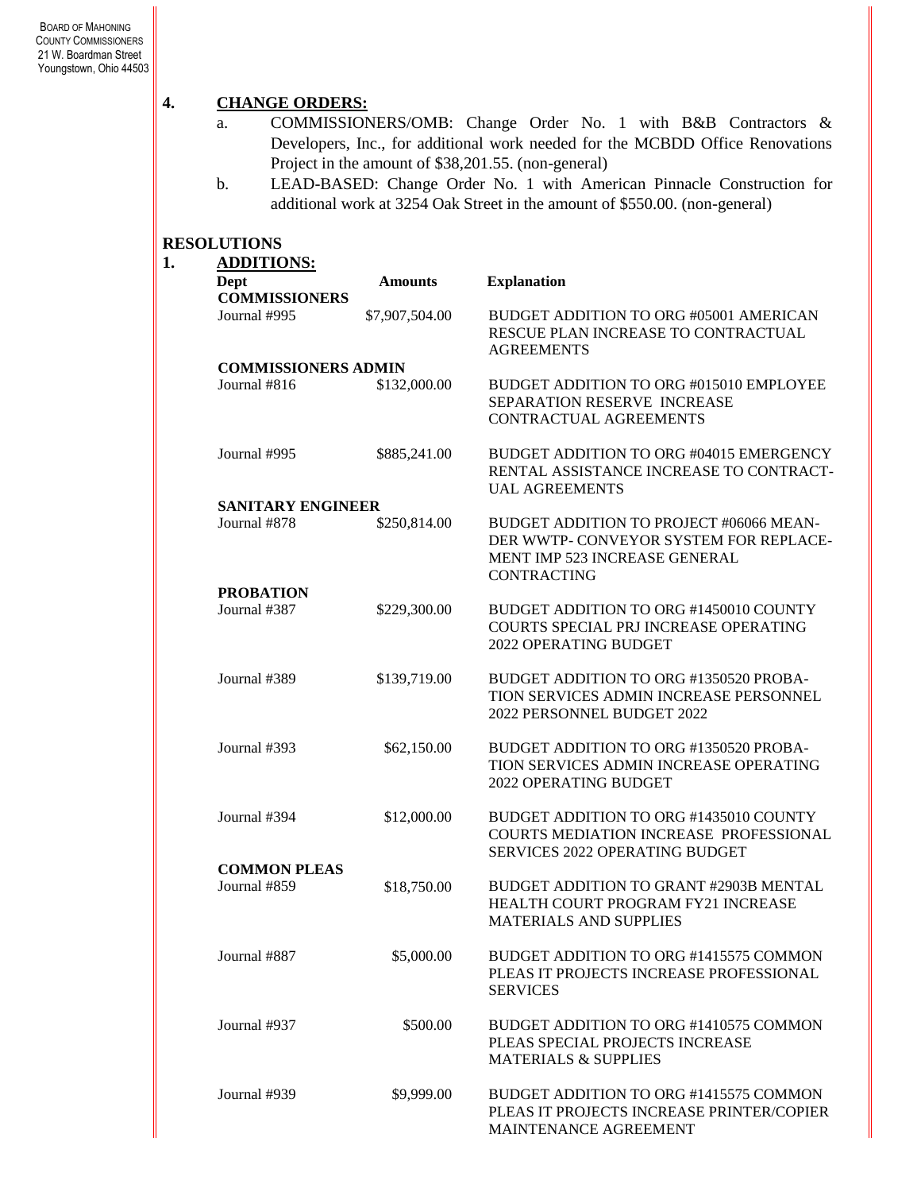**4. CHANGE ORDERS:**

a. COMMISSIONERS/OMB: Change Order No. 1 with B&B Contractors & Developers, Inc., for additional work needed for the MCBDD Office Renovations Project in the amount of $38,201.55. (non-general)

b. LEAD-BASED: Change Order No. 1 with American Pinnacle Construction for additional work at 3254 Oak Street in the amount of $550.00. (non-general)

## RESOLUTIONS

**1. ADDITIONS:**

| Dept | Amounts | Explanation |
|---|---|---|
| **COMMISSIONERS** | | |
| Journal #995 | $7,907,504.00 | BUDGET ADDITION TO ORG #05001 AMERICAN RESCUE PLAN INCREASE TO CONTRACTUAL AGREEMENTS |
| **COMMISSIONERS ADMIN** | | |
| Journal #816 | $132,000.00 | BUDGET ADDITION TO ORG #015010 EMPLOYEE SEPARATION RESERVE INCREASE CONTRACTUAL AGREEMENTS |
| Journal #995 | $885,241.00 | BUDGET ADDITION TO ORG #04015 EMERGENCY RENTAL ASSISTANCE INCREASE TO CONTRACT-UAL AGREEMENTS |
| **SANITARY ENGINEER** | | |
| Journal #878 | $250,814.00 | BUDGET ADDITION TO PROJECT #06066 MEAN-DER WWTP- CONVEYOR SYSTEM FOR REPLACE-MENT IMP 523 INCREASE GENERAL CONTRACTING |
| **PROBATION** | | |
| Journal #387 | $229,300.00 | BUDGET ADDITION TO ORG #1450010 COUNTY COURTS SPECIAL PRJ INCREASE OPERATING 2022 OPERATING BUDGET |
| Journal #389 | $139,719.00 | BUDGET ADDITION TO ORG #1350520 PROBA-TION SERVICES ADMIN INCREASE PERSONNEL 2022 PERSONNEL BUDGET 2022 |
| Journal #393 | $62,150.00 | BUDGET ADDITION TO ORG #1350520 PROBA-TION SERVICES ADMIN INCREASE OPERATING 2022 OPERATING BUDGET |
| Journal #394 | $12,000.00 | BUDGET ADDITION TO ORG #1435010 COUNTY COURTS MEDIATION INCREASE PROFESSIONAL SERVICES 2022 OPERATING BUDGET |
| **COMMON PLEAS** | | |
| Journal #859 | $18,750.00 | BUDGET ADDITION TO GRANT #2903B MENTAL HEALTH COURT PROGRAM FY21 INCREASE MATERIALS AND SUPPLIES |
| Journal #887 | $5,000.00 | BUDGET ADDITION TO ORG #1415575 COMMON PLEAS IT PROJECTS INCREASE PROFESSIONAL SERVICES |
| Journal #937 | $500.00 | BUDGET ADDITION TO ORG #1410575 COMMON PLEAS SPECIAL PROJECTS INCREASE MATERIALS & SUPPLIES |
| Journal #939 | $9,999.00 | BUDGET ADDITION TO ORG #1415575 COMMON PLEAS IT PROJECTS INCREASE PRINTER/COPIER MAINTENANCE AGREEMENT |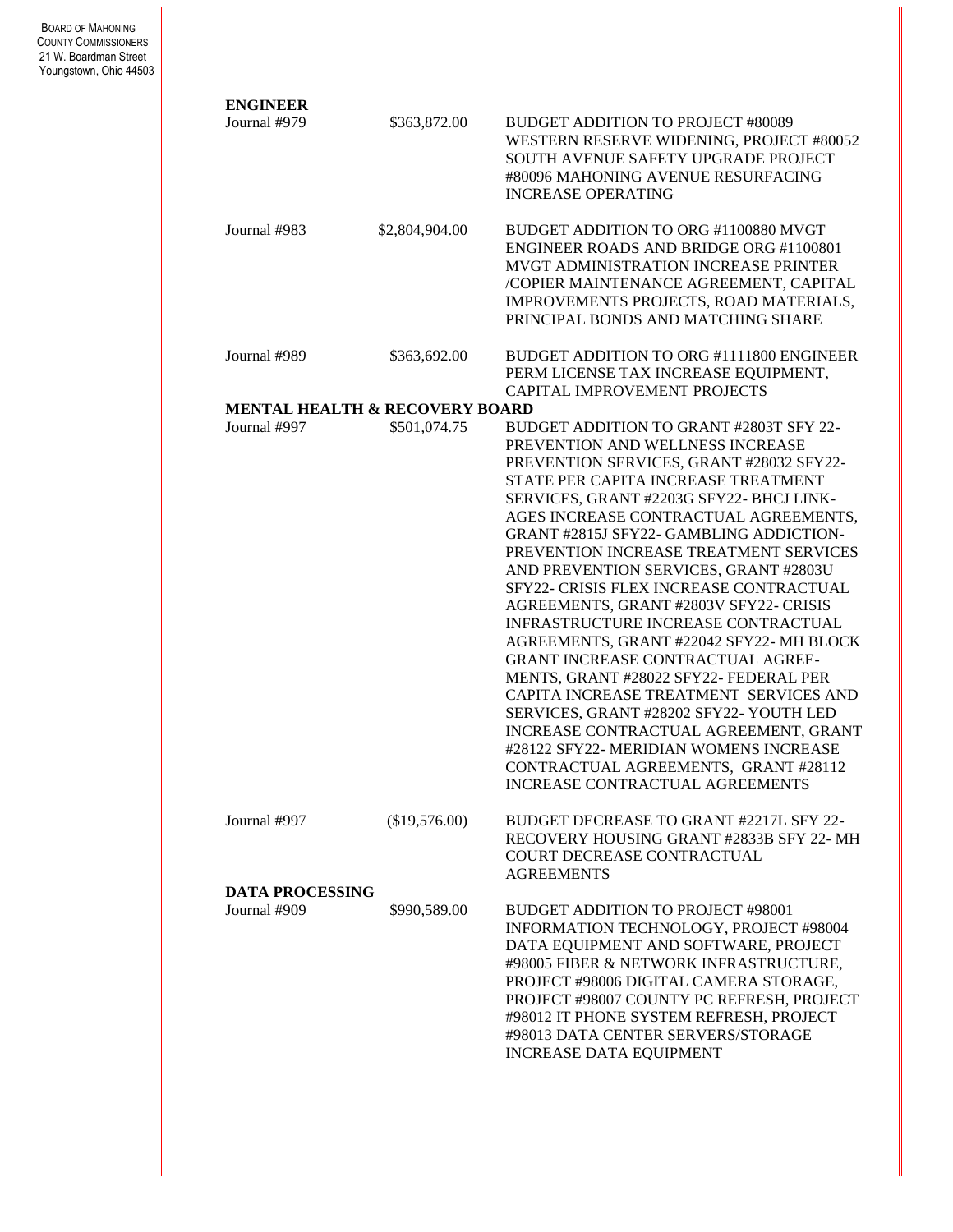**ENGINEER**

| | | |
|---|---|---|
| Journal #979 | $363,872.00 | BUDGET ADDITION TO PROJECT #80089 WESTERN RESERVE WIDENING, PROJECT #80052 SOUTH AVENUE SAFETY UPGRADE PROJECT #80096 MAHONING AVENUE RESURFACING INCREASE OPERATING |
| Journal #983 | $2,804,904.00 | BUDGET ADDITION TO ORG #1100880 MVGT ENGINEER ROADS AND BRIDGE ORG #1100801 MVGT ADMINISTRATION INCREASE PRINTER /COPIER MAINTENANCE AGREEMENT, CAPITAL IMPROVEMENTS PROJECTS, ROAD MATERIALS, PRINCIPAL BONDS AND MATCHING SHARE |
| Journal #989 | $363,692.00 | BUDGET ADDITION TO ORG #1111800 ENGINEER PERM LICENSE TAX INCREASE EQUIPMENT, CAPITAL IMPROVEMENT PROJECTS |

**MENTAL HEALTH & RECOVERY BOARD**

| | | |
|---|---|---|
| Journal #997 | $501,074.75 | BUDGET ADDITION TO GRANT #2803T SFY 22- PREVENTION AND WELLNESS INCREASE PREVENTION SERVICES, GRANT #28032 SFY22- STATE PER CAPITA INCREASE TREATMENT SERVICES, GRANT #2203G SFY22- BHCJ LINK-AGES INCREASE CONTRACTUAL AGREEMENTS, GRANT #2815J SFY22- GAMBLING ADDICTION-PREVENTION INCREASE TREATMENT SERVICES AND PREVENTION SERVICES, GRANT #2803U SFY22- CRISIS FLEX INCREASE CONTRACTUAL AGREEMENTS, GRANT #2803V SFY22- CRISIS INFRASTRUCTURE INCREASE CONTRACTUAL AGREEMENTS, GRANT #22042 SFY22- MH BLOCK GRANT INCREASE CONTRACTUAL AGREE-MENTS, GRANT #28022 SFY22- FEDERAL PER CAPITA INCREASE TREATMENT SERVICES AND SERVICES, GRANT #28202 SFY22- YOUTH LED INCREASE CONTRACTUAL AGREEMENT, GRANT #28122 SFY22- MERIDIAN WOMENS INCREASE CONTRACTUAL AGREEMENTS, GRANT #28112 INCREASE CONTRACTUAL AGREEMENTS |
| Journal #997 | ($19,576.00) | BUDGET DECREASE TO GRANT #2217L SFY 22- RECOVERY HOUSING GRANT #2833B SFY 22- MH COURT DECREASE CONTRACTUAL AGREEMENTS |

**DATA PROCESSING**

| | | |
|---|---|---|
| Journal #909 | $990,589.00 | BUDGET ADDITION TO PROJECT #98001 INFORMATION TECHNOLOGY, PROJECT #98004 DATA EQUIPMENT AND SOFTWARE, PROJECT #98005 FIBER & NETWORK INFRASTRUCTURE, PROJECT #98006 DIGITAL CAMERA STORAGE, PROJECT #98007 COUNTY PC REFRESH, PROJECT #98012 IT PHONE SYSTEM REFRESH, PROJECT #98013 DATA CENTER SERVERS/STORAGE INCREASE DATA EQUIPMENT |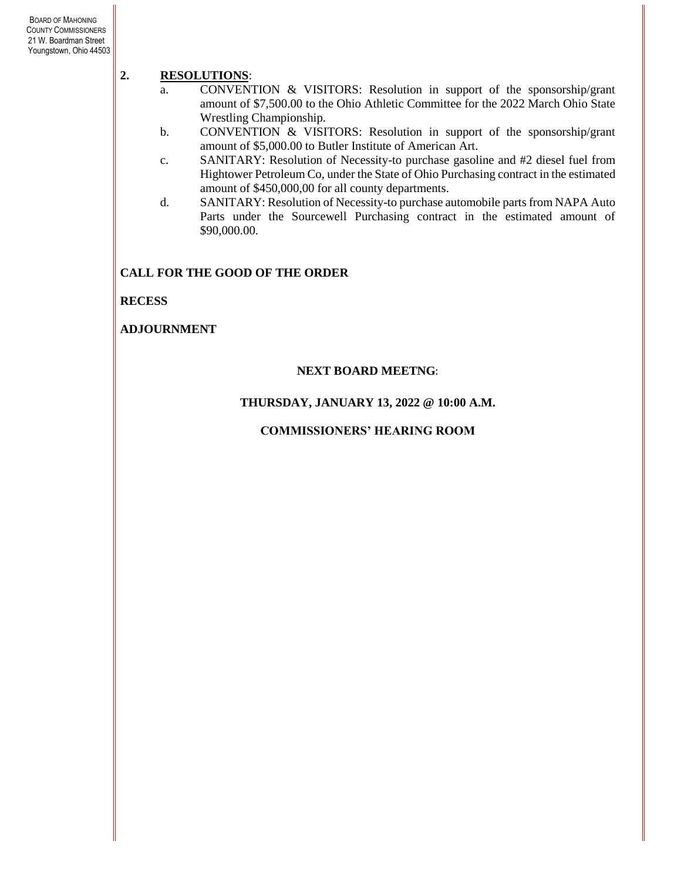**2. RESOLUTIONS**:

a. CONVENTION & VISITORS: Resolution in support of the sponsorship/grant amount of $7,500.00 to the Ohio Athletic Committee for the 2022 March Ohio State Wrestling Championship.

b. CONVENTION & VISITORS: Resolution in support of the sponsorship/grant amount of $5,000.00 to Butler Institute of American Art.

c. SANITARY: Resolution of Necessity-to purchase gasoline and #2 diesel fuel from Hightower Petroleum Co, under the State of Ohio Purchasing contract in the estimated amount of $450,000,00 for all county departments.

d. SANITARY: Resolution of Necessity-to purchase automobile parts from NAPA Auto Parts under the Sourcewell Purchasing contract in the estimated amount of $90,000.00.

**CALL FOR THE GOOD OF THE ORDER**

**RECESS**

**ADJOURNMENT**

**NEXT BOARD MEETNG**:

**THURSDAY, JANUARY 13, 2022 @ 10:00 A.M.**

**COMMISSIONERS' HEARING ROOM**